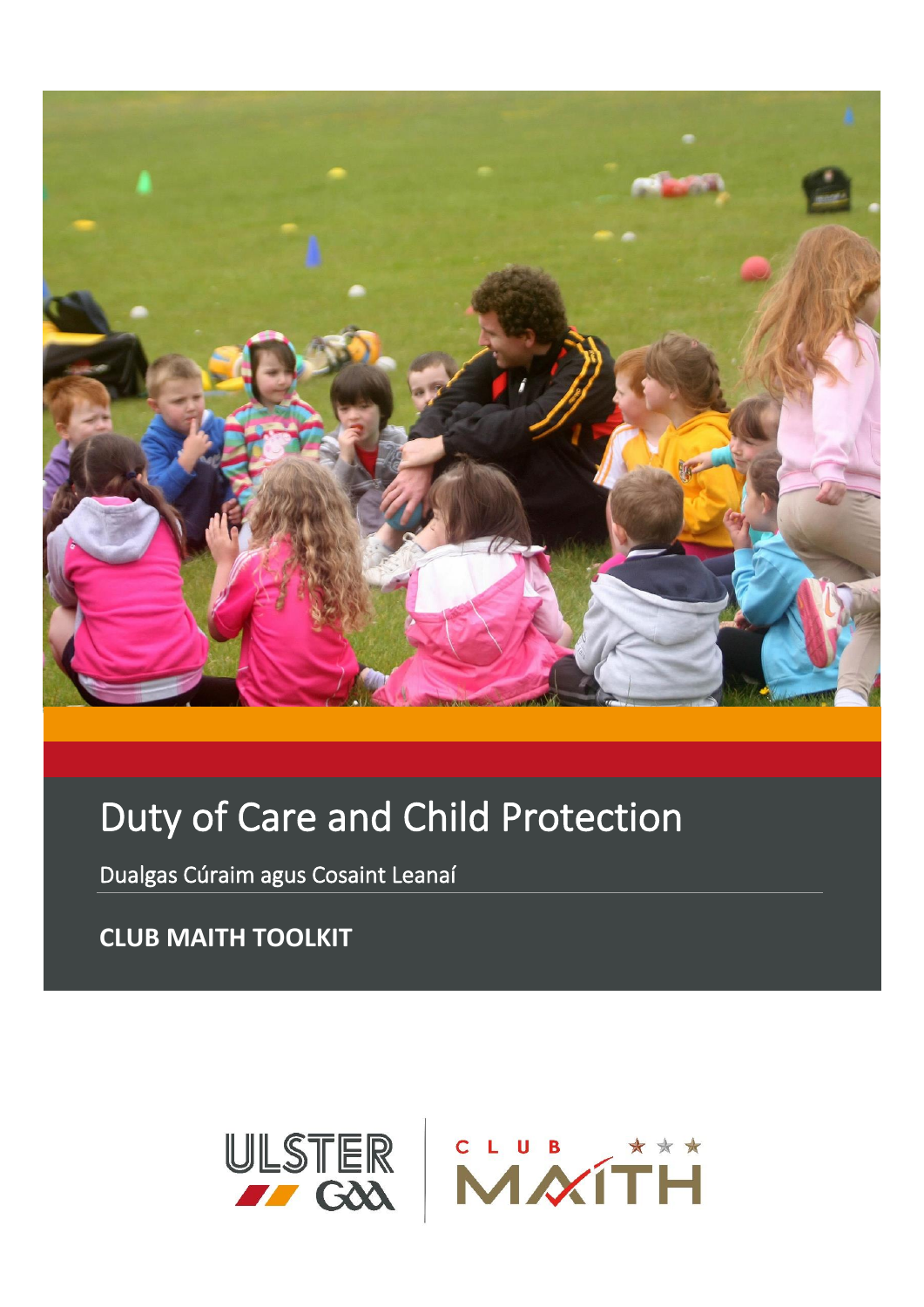# Duty of Care and Child Protection

Dualgas Cúraim agus Cosaint Leanaí

**CLUB MAITH TOOLKIT**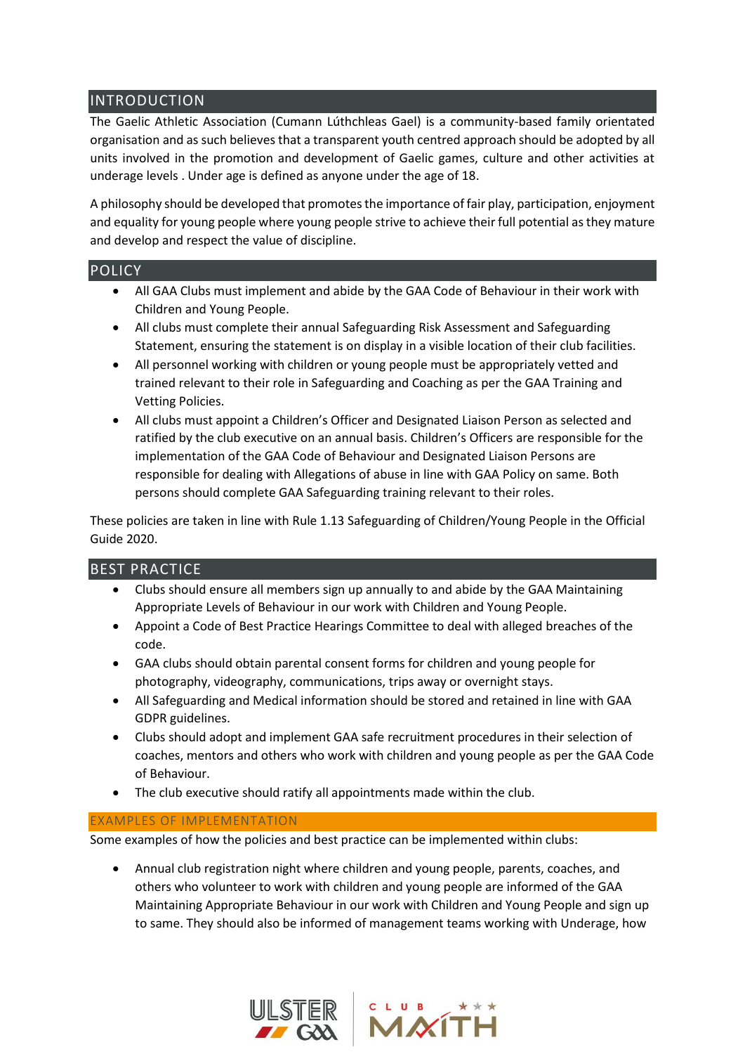## INTRODUCTION

The Gaelic Athletic Association (Cumann Lúthchleas Gael) is a community-based family orientated organisation and as such believes that a transparent youth centred approach should be adopted by all units involved in the promotion and development of Gaelic games, culture and other activities at underage levels . Under age is defined as anyone under the age of 18.

A philosophy should be developed that promotes the importance of fair play, participation, enjoyment and equality for young people where young people strive to achieve their full potential as they mature and develop and respect the value of discipline.

## POLICY

- All GAA Clubs must implement and abide by the GAA Code of Behaviour in their work with Children and Young People.
- All clubs must complete their annual Safeguarding Risk Assessment and Safeguarding Statement, ensuring the statement is on display in a visible location of their club facilities.
- All personnel working with children or young people must be appropriately vetted and trained relevant to their role in Safeguarding and Coaching as per the GAA Training and Vetting Policies.
- All clubs must appoint a Children's Officer and Designated Liaison Person as selected and ratified by the club executive on an annual basis. Children's Officers are responsible for the implementation of the GAA Code of Behaviour and Designated Liaison Persons are responsible for dealing with Allegations of abuse in line with GAA Policy on same. Both persons should complete GAA Safeguarding training relevant to their roles.

These policies are taken in line with Rule 1.13 Safeguarding of Children/Young People in the Official Guide 2020.

## BEST PRACTICE

- Clubs should ensure all members sign up annually to and abide by the GAA Maintaining Appropriate Levels of Behaviour in our work with Children and Young People.
- Appoint a Code of Best Practice Hearings Committee to deal with alleged breaches of the code.
- GAA clubs should obtain parental consent forms for children and young people for photography, videography, communications, trips away or overnight stays.
- All Safeguarding and Medical information should be stored and retained in line with GAA GDPR guidelines.
- Clubs should adopt and implement GAA safe recruitment procedures in their selection of coaches, mentors and others who work with children and young people as per the GAA Code of Behaviour.
- The club executive should ratify all appointments made within the club.

### EXAMPLES OF IMPLEMENTATION

Some examples of how the policies and best practice can be implemented within clubs:

- Annual club registration night where children and young people, parents, coaches, and others who volunteer to work with children and young people are informed of the GAA Maintaining Appropriate Behaviour in our work with Children and Young People and sign up to same. They should also be informed of management teams working with Underage, how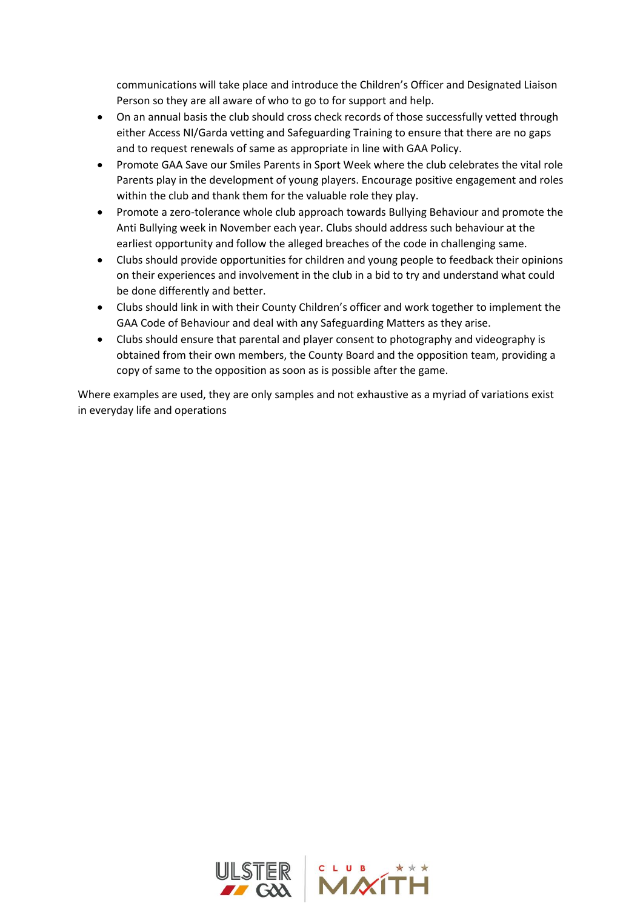communications will take place and introduce the Children's Officer and Designated Liaison Person so they are all aware of who to go to for support and help.

- On an annual basis the club should cross check records of those successfully vetted through either Access NI/Garda vetting and Safeguarding Training to ensure that there are no gaps and to request renewals of same as appropriate in line with GAA Policy.
- Promote GAA Save our Smiles Parents in Sport Week where the club celebrates the vital role Parents play in the development of young players. Encourage positive engagement and roles within the club and thank them for the valuable role they play.
- Promote a zero-tolerance whole club approach towards Bullying Behaviour and promote the Anti Bullying week in November each year. Clubs should address such behaviour at the earliest opportunity and follow the alleged breaches of the code in challenging same.
- Clubs should provide opportunities for children and young people to feedback their opinions on their experiences and involvement in the club in a bid to try and understand what could be done differently and better.
- Clubs should link in with their County Children's officer and work together to implement the GAA Code of Behaviour and deal with any Safeguarding Matters as they arise.
- Clubs should ensure that parental and player consent to photography and videography is obtained from their own members, the County Board and the opposition team, providing a copy of same to the opposition as soon as is possible after the game.

Where examples are used, they are only samples and not exhaustive as a myriad of variations exist in everyday life and operations